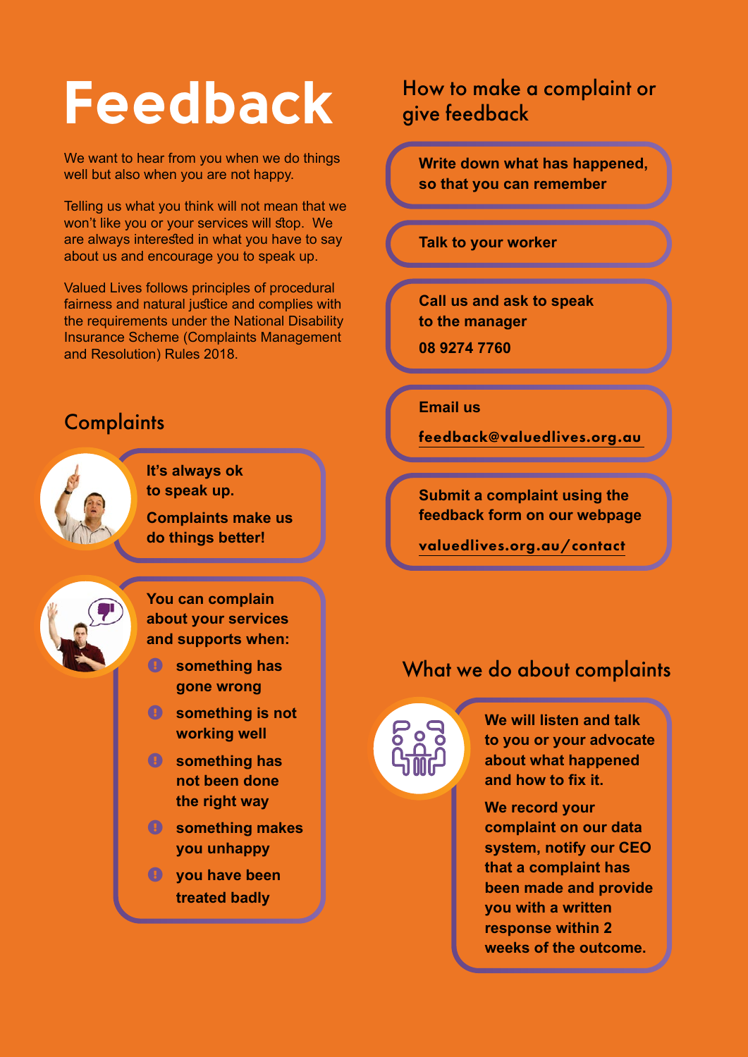# Feedback

We want to hear from you when we do things well but also when you are not happy.

Telling us what you think will not mean that we won't like you or your services will stop. We are always interested in what you have to say about us and encourage you to speak up.

Valued Lives follows principles of procedural fairness and natural justice and complies with the requirements under the National Disability Insurance Scheme (Complaints Management and Resolution) Rules 2018.

## Complaints

**It's always ok to speak up.**

**Complaints make us do things better!**

**You can complain about your services and supports when:**

- **something has gone wrong**
- **something is not working well**
- **something has not been done the right way**
- **something makes you unhappy**
- **you have been treated badly**

## How to make a complaint or give feedback

**Write down what has happened, so that you can remember**

**Talk to your worker**

**Call us and ask to speak to the manager**

**08 9274 7760**

**Email us**

**feedback@valuedlives.org.au**

**Submit a complaint using the feedback form on our webpage**

**valuedlives.org.au/contact**

## What we do about complaints

**We will listen and talk to you or your advocate about what happened and how to fix it.**

**We record your complaint on our data system, notify our CEO that a complaint has been made and provide you with a written response within 2 weeks of the outcome.**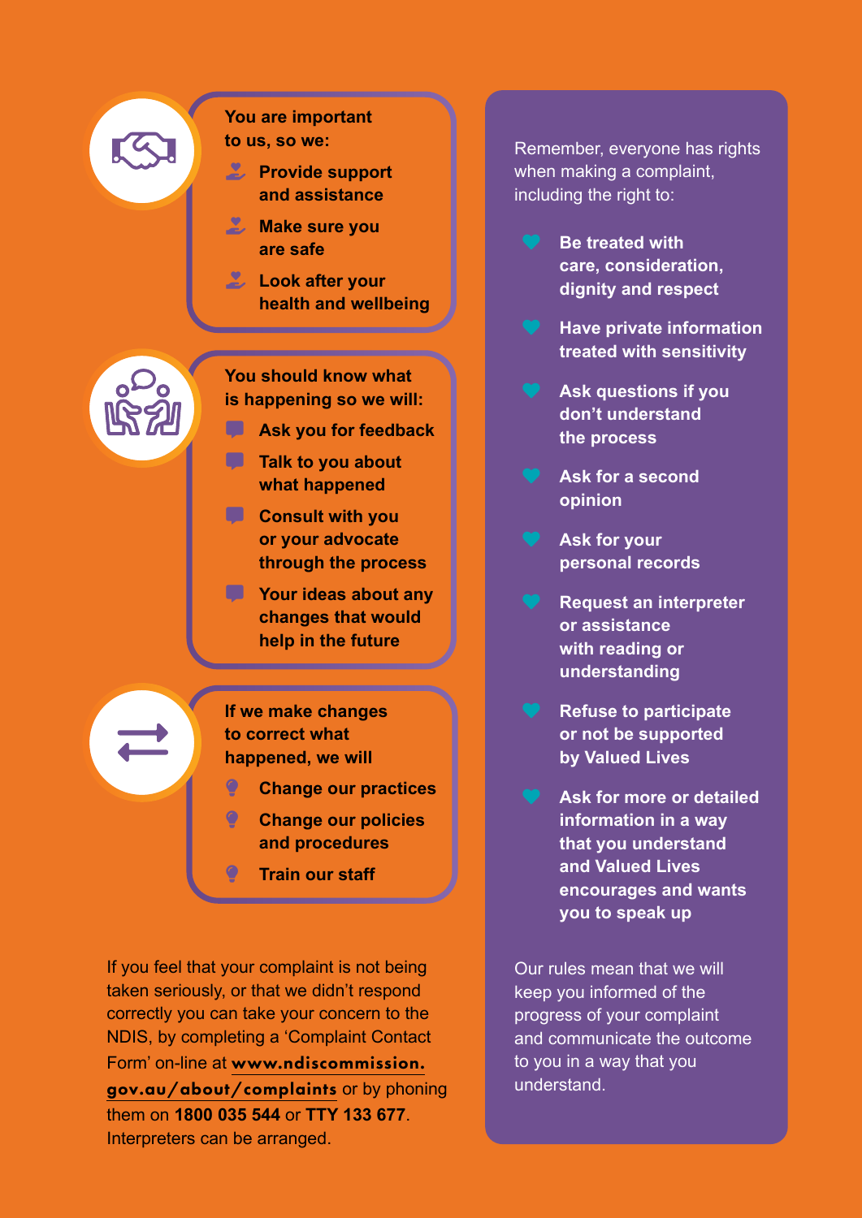**You are important to us, so we:**

- **Provide support and assistance**
- **Make sure you are safe**
- **Look after your health and wellbeing**

**You should know what is happening so we will:**

- **Ask you for feedback**
- **Talk to you about what happened**
- **Consult with you or your advocate through the process**
- **Your ideas about any changes that would help in the future**

**If we make changes to correct what happened, we will**

- **Change our practices**
- **Change our policies and procedures**
- **Train our staff**

If you feel that your complaint is not being taken seriously, or that we didn't respond correctly you can take your concern to the NDIS, by completing a 'Complaint Contact Form' on-line at **www.ndiscommission.gov.au/about/complaints** or by phoning them on **1800 035 544** or **TTY 133 677**. Interpreters can be arranged.

Remember, everyone has rights when making a complaint, including the right to:

- **Be treated with care, consideration, dignity and respect**
- **Have private information treated with sensitivity**
- **Ask questions if you don't understand the process**
- **Ask for a second opinion**
- **Ask for your personal records**
- **Request an interpreter or assistance with reading or understanding**
- **Refuse to participate or not be supported by Valued Lives**
- **Ask for more or detailed information in a way that you understand and Valued Lives encourages and wants you to speak up**

Our rules mean that we will keep you informed of the progress of your complaint and communicate the outcome to you in a way that you understand.